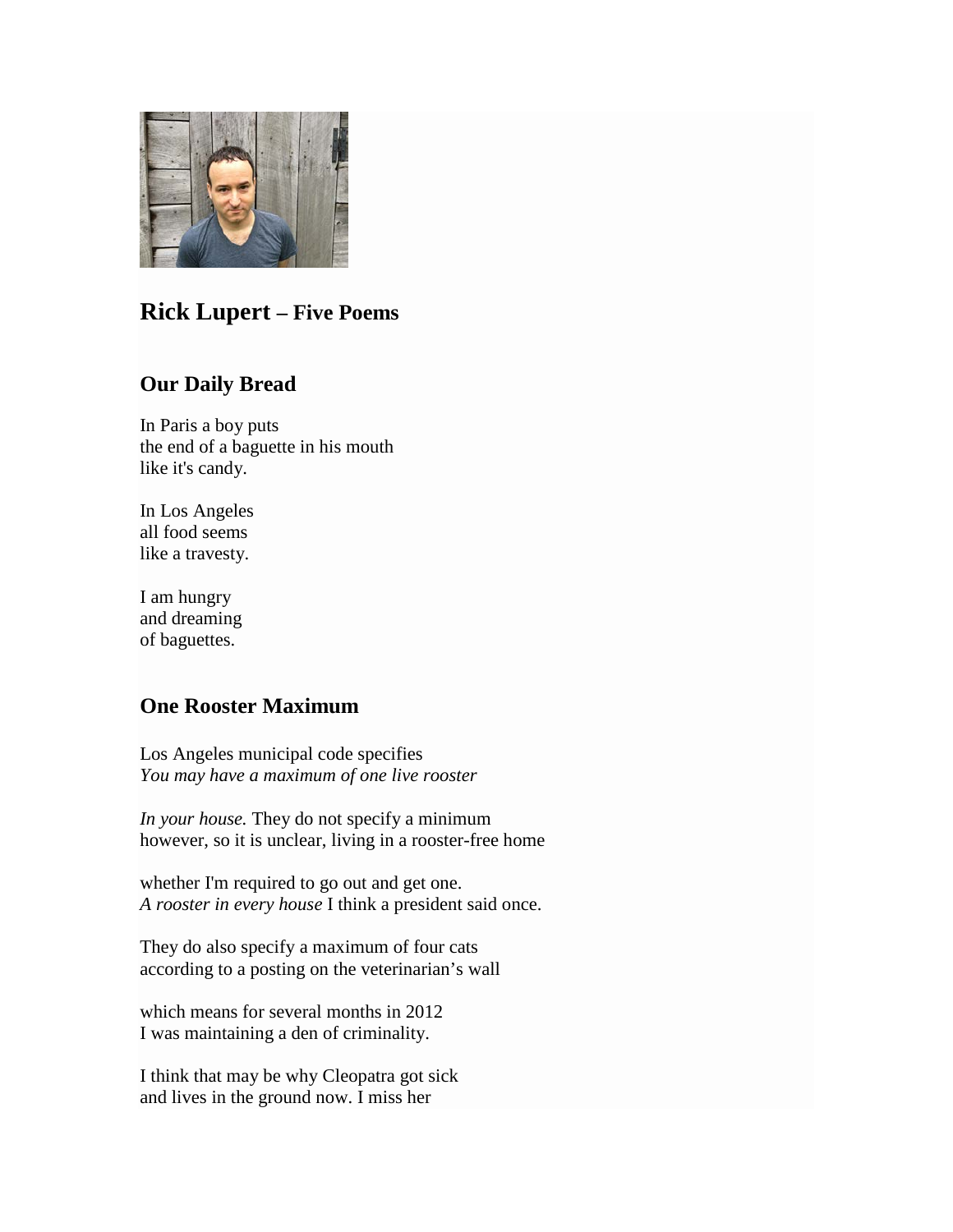## **Rick Lupert** – Five Poems

### Our Daily Bread

In Paris a boy puts
the end of a baguette in his mouth
like it's candy.

In Los Angeles
all food seems
like a travesty.

I am hungry
and dreaming
of baguettes.

### One Rooster Maximum

Los Angeles municipal code specifies
*You may have a maximum of one live rooster*

*In your house.* They do not specify a minimum
however, so it is unclear, living in a rooster-free home

whether I'm required to go out and get one.
*A rooster in every house* I think a president said once.

They do also specify a maximum of four cats
according to a posting on the veterinarian's wall

which means for several months in 2012
I was maintaining a den of criminality.

I think that may be why Cleopatra got sick
and lives in the ground now. I miss her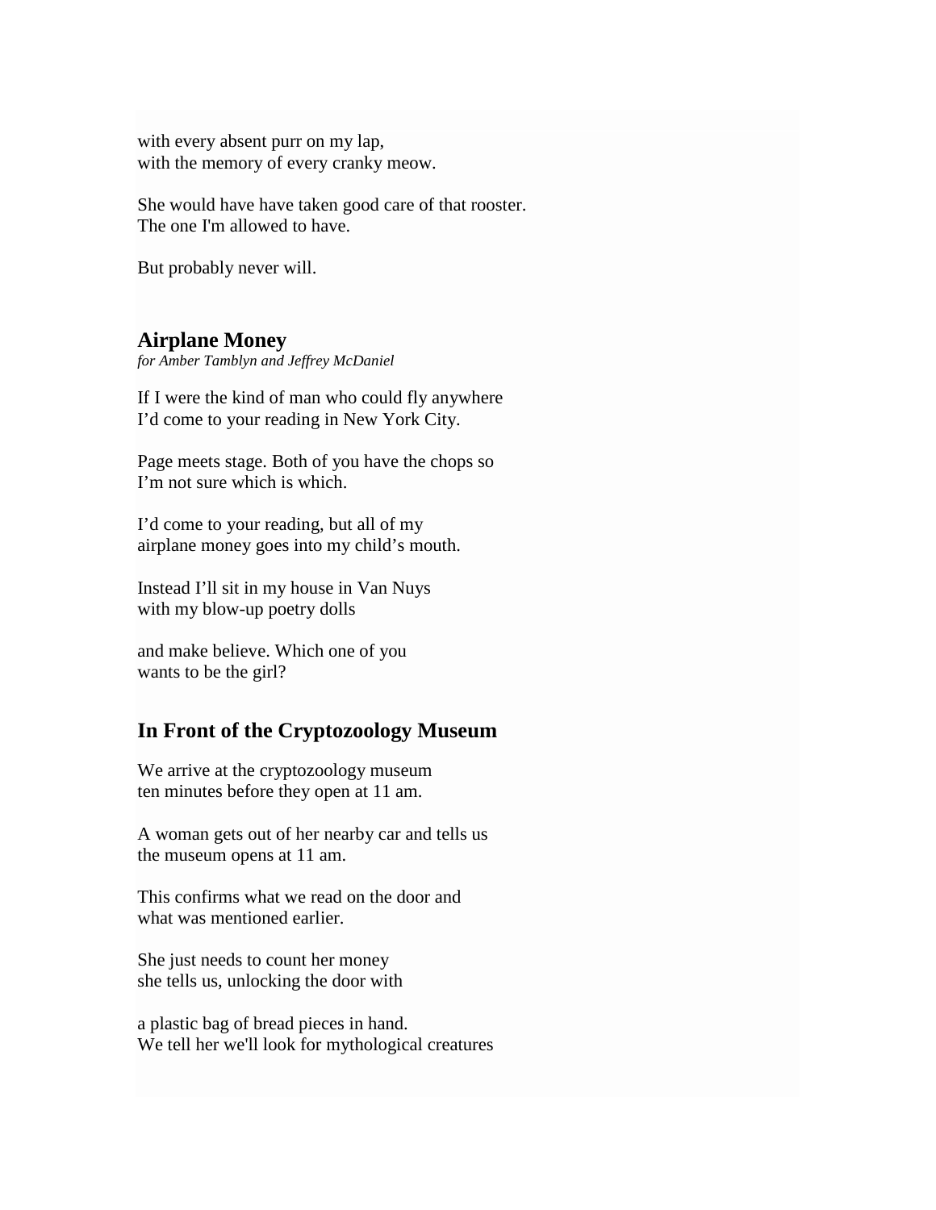with every absent purr on my lap,
with the memory of every cranky meow.

She would have have taken good care of that rooster.
The one I'm allowed to have.

But probably never will.

### Airplane Money

*for Amber Tamblyn and Jeffrey McDaniel*

If I were the kind of man who could fly anywhere
I'd come to your reading in New York City.

Page meets stage. Both of you have the chops so
I'm not sure which is which.

I'd come to your reading, but all of my
airplane money goes into my child's mouth.

Instead I'll sit in my house in Van Nuys
with my blow-up poetry dolls

and make believe. Which one of you
wants to be the girl?

## In Front of the Cryptozoology Museum

We arrive at the cryptozoology museum
ten minutes before they open at 11 am.

A woman gets out of her nearby car and tells us
the museum opens at 11 am.

This confirms what we read on the door and
what was mentioned earlier.

She just needs to count her money
she tells us, unlocking the door with

a plastic bag of bread pieces in hand.
We tell her we'll look for mythological creatures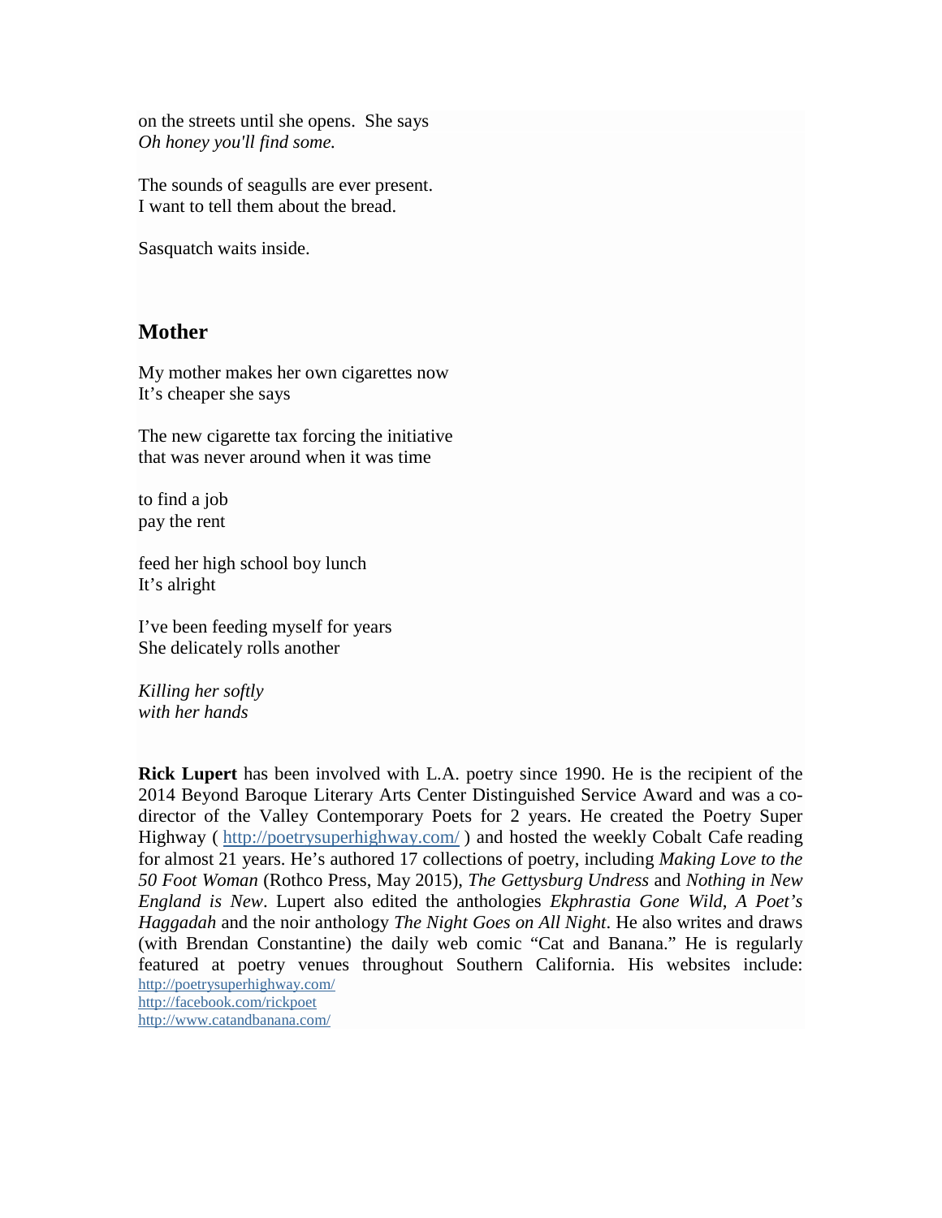on the streets until she opens. She says
*Oh honey you'll find some.*

The sounds of seagulls are ever present.
I want to tell them about the bread.

Sasquatch waits inside.

## Mother

My mother makes her own cigarettes now
It's cheaper she says

The new cigarette tax forcing the initiative
that was never around when it was time

to find a job
pay the rent

feed her high school boy lunch
It's alright

I've been feeding myself for years
She delicately rolls another

*Killing her softly*
*with her hands*

**Rick Lupert** has been involved with L.A. poetry since 1990. He is the recipient of the 2014 Beyond Baroque Literary Arts Center Distinguished Service Award and was a co-director of the Valley Contemporary Poets for 2 years. He created the Poetry Super Highway ( http://poetrysuperhighway.com/ ) and hosted the weekly Cobalt Cafe reading for almost 21 years. He's authored 17 collections of poetry, including *Making Love to the 50 Foot Woman* (Rothco Press, May 2015), *The Gettysburg Undress* and *Nothing in New England is New*. Lupert also edited the anthologies *Ekphrastia Gone Wild*, *A Poet's Haggadah* and the noir anthology *The Night Goes on All Night*. He also writes and draws (with Brendan Constantine) the daily web comic "Cat and Banana." He is regularly featured at poetry venues throughout Southern California. His websites include:
http://poetrysuperhighway.com/
http://facebook.com/rickpoet
http://www.catandbanana.com/